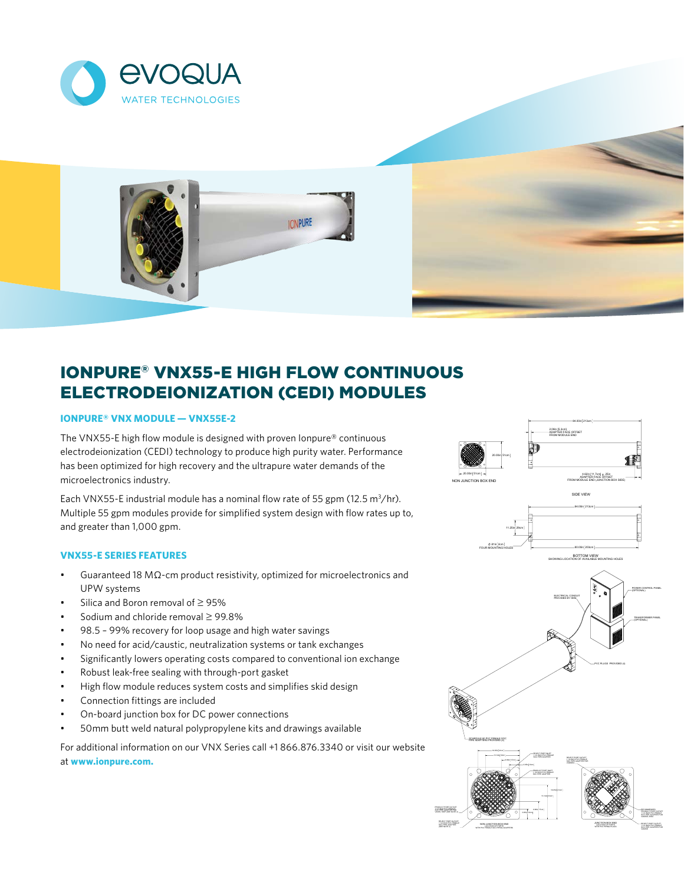# IONPURE® VNX55-E HIGH FLOW CONTINUOUS ELECTRODEIONIZATION (CEDI) MODULES

### IONPURE® VNX MODULE — VNX55E-2

The VNX55-E high flow module is designed with proven Ionpure® continuous electrodeionization (CEDI) technology to produce high purity water. Performance has been optimized for high recovery and the ultrapure water demands of the microelectronics industry.

Each VNX55-E industrial module has a nominal flow rate of 55 gpm (12.5 $m^3$/hr). Multiple 55 gpm modules provide for simplified system design with flow rates up to, and greater than 1,000 gpm.

### VNX55-E SERIES FEATURES

- Guaranteed 18 MΩ-cm product resistivity, optimized for microelectronics and UPW systems
- Silica and Boron removal of ≥ 95%
- Sodium and chloride removal ≥ 99.8%
- 98.5 – 99% recovery for loop usage and high water savings
- No need for acid/caustic, neutralization systems or tank exchanges
- Significantly lowers operating costs compared to conventional ion exchange
- Robust leak-free sealing with through-port gasket
- High flow module reduces system costs and simplifies skid design
- Connection fittings are included
- On-board junction box for DC power connections
- 50mm butt weld natural polypropylene kits and drawings available

For additional information on our VNX Series call +1 866.876.3340 or visit our website at **www.ionpure.com.**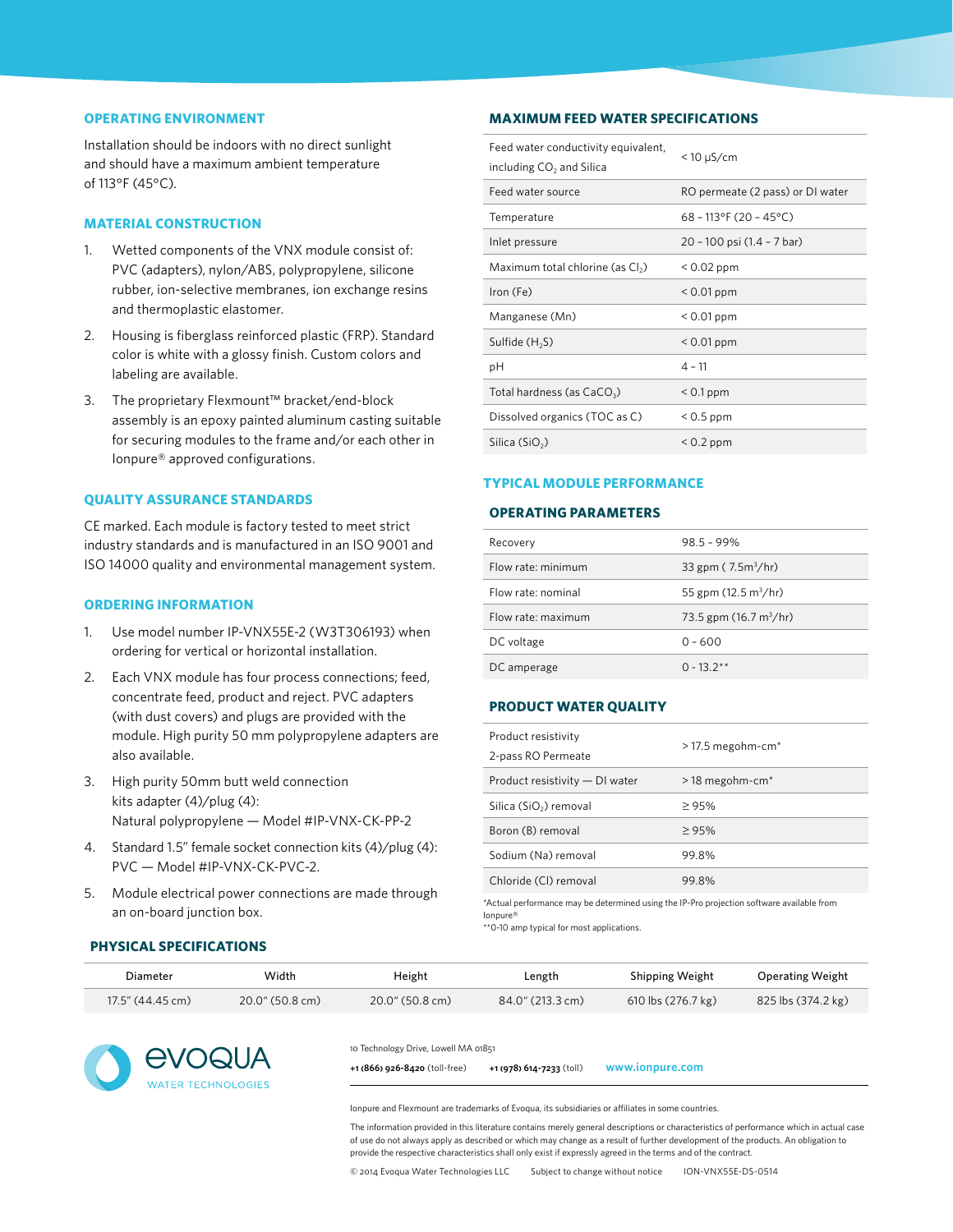## OPERATING ENVIRONMENT

Installation should be indoors with no direct sunlight and should have a maximum ambient temperature of 113°F (45°C).

## MATERIAL CONSTRUCTION

1. Wetted components of the VNX module consist of: PVC (adapters), nylon/ABS, polypropylene, silicone rubber, ion-selective membranes, ion exchange resins and thermoplastic elastomer.
2. Housing is fiberglass reinforced plastic (FRP). Standard color is white with a glossy finish. Custom colors and labeling are available.
3. The proprietary Flexmount™ bracket/end-block assembly is an epoxy painted aluminum casting suitable for securing modules to the frame and/or each other in Ionpure® approved configurations.

## QUALITY ASSURANCE STANDARDS

CE marked. Each module is factory tested to meet strict industry standards and is manufactured in an ISO 9001 and ISO 14000 quality and environmental management system.

## ORDERING INFORMATION

1. Use model number IP-VNX55E-2 (W3T306193) when ordering for vertical or horizontal installation.
2. Each VNX module has four process connections; feed, concentrate feed, product and reject. PVC adapters (with dust covers) and plugs are provided with the module. High purity 50 mm polypropylene adapters are also available.
3. High purity 50mm butt weld connection kits adapter (4)/plug (4):
   Natural polypropylene — Model #IP-VNX-CK-PP-2
4. Standard 1.5" female socket connection kits (4)/plug (4):
   PVC — Model #IP-VNX-CK-PVC-2.
5. Module electrical power connections are made through an on-board junction box.

## MAXIMUM FEED WATER SPECIFICATIONS

| | |
|---|---|
| Feed water conductivity equivalent, including $CO_2$ and Silica | < 10 µS/cm |
| Feed water source | RO permeate (2 pass) or DI water |
| Temperature | 68 - 113°F (20 - 45°C) |
| Inlet pressure | 20 - 100 psi (1.4 - 7 bar) |
| Maximum total chlorine (as $Cl_2$) | < 0.02 ppm |
| Iron (Fe) | < 0.01 ppm |
| Manganese (Mn) | < 0.01 ppm |
| Sulfide ($H_2S$) | < 0.01 ppm |
| pH | 4 - 11 |
| Total hardness (as $CaCO_3$) | < 0.1 ppm |
| Dissolved organics (TOC as C) | < 0.5 ppm |
| Silica ($SiO_2$) | < 0.2 ppm |

## TYPICAL MODULE PERFORMANCE

### OPERATING PARAMETERS

| | |
|---|---|
| Recovery | 98.5 - 99% |
| Flow rate: minimum | 33 gpm ( 7.5$m^3$/hr) |
| Flow rate: nominal | 55 gpm (12.5 $m^3$/hr) |
| Flow rate: maximum | 73.5 gpm (16.7 $m^3$/hr) |
| DC voltage | 0 - 600 |
| DC amperage | 0 - 13.2** |

### PRODUCT WATER QUALITY

| | |
|---|---|
| Product resistivity 2-pass RO Permeate | > 17.5 megohm-cm* |
| Product resistivity — DI water | > 18 megohm-cm* |
| Silica ($SiO_2$) removal | ≥ 95% |
| Boron (B) removal | ≥ 95% |
| Sodium (Na) removal | 99.8% |
| Chloride (Cl) removal | 99.8% |

*Actual performance may be determined using the IP-Pro projection software available from Ionpure®

**0-10 amp typical for most applications.

## PHYSICAL SPECIFICATIONS

| Diameter | Width | Height | Length | Shipping Weight | Operating Weight |
|---|---|---|---|---|---|
| 17.5" (44.45 cm) | 20.0" (50.8 cm) | 20.0" (50.8 cm) | 84.0" (213.3 cm) | 610 lbs (276.7 kg) | 825 lbs (374.2 kg) |

EVOQUA WATER TECHNOLOGIES

10 Technology Drive, Lowell MA 01851

**+1 (866) 926-8420** (toll-free) **+1 (978) 614-7233** (toll) **www.ionpure.com**

Ionpure and Flexmount are trademarks of Evoqua, its subsidiaries or affiliates in some countries.

The information provided in this literature contains merely general descriptions or characteristics of performance which in actual case of use do not always apply as described or which may change as a result of further development of the products. An obligation to provide the respective characteristics shall only exist if expressly agreed in the terms and of the contract.

© 2014 Evoqua Water Technologies LLC Subject to change without notice ION-VNX55E-DS-0514